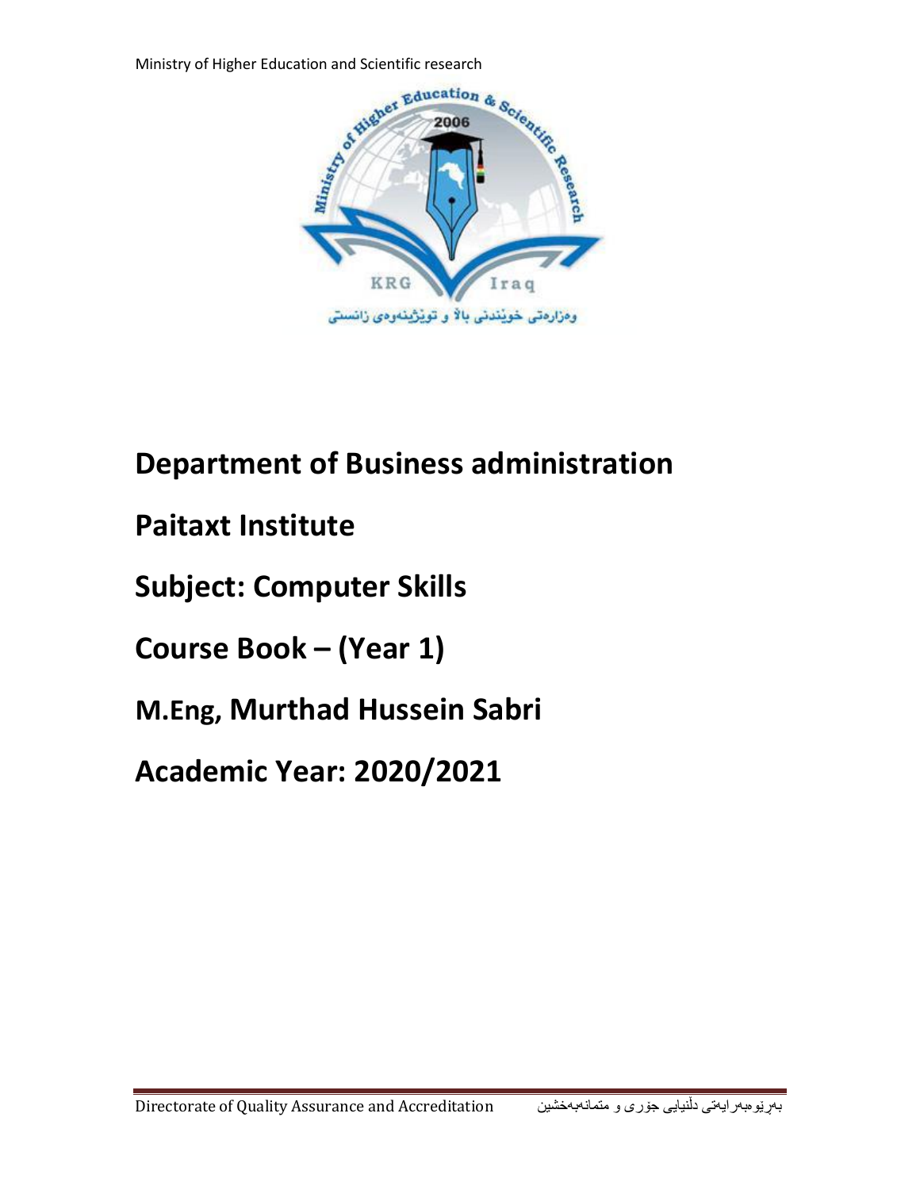Ministry of Higher Education and Scientific research

# Department of Business administration

# Paitaxt Institute

# Subject: Computer Skills

# Course Book – (Year 1)

# M.Eng, Murthad Hussein Sabri

# Academic Year: 2020/2021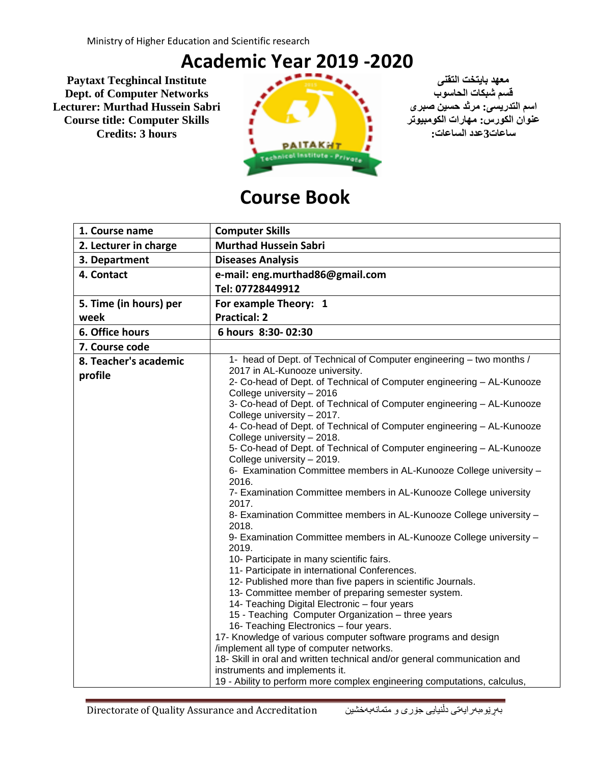Ministry of Higher Education and Scientific research

# Academic Year 2019 -2020

**Paytaxt Tecghincal Institute**
**Dept. of Computer Networks**
**Lecturer: Murthad Hussein Sabri**
**Course title: Computer Skills**
**Credits: 3 hours**

**معهد بايتخت التقنى**
**قسم شبكات الحاسوب**
**اسم التدريسى: مرثد حسين صبرى**
**عنوان الكورس: مهارات الكومبيوتر**
**ساعات3عدد الساعات:**

# Course Book

| | |
|---|---|
| **1. Course name** | **Computer Skills** |
| **2. Lecturer in charge** | **Murthad Hussein Sabri** |
| **3. Department** | **Diseases Analysis** |
| **4. Contact** | **e-mail: eng.murthad86@gmail.com**<br>**Tel: 07728449912** |
| **5. Time (in hours) per week** | **For example Theory: 1**<br>**Practical: 2** |
| **6. Office hours** | **6 hours 8:30- 02:30** |
| **7. Course code** | |
| **8. Teacher's academic profile** | 1- head of Dept. of Technical of Computer engineering – two months / 2017 in AL-Kunooze university.<br>2- Co-head of Dept. of Technical of Computer engineering – AL-Kunooze College university – 2016<br>3- Co-head of Dept. of Technical of Computer engineering – AL-Kunooze College university – 2017.<br>4- Co-head of Dept. of Technical of Computer engineering – AL-Kunooze College university – 2018.<br>5- Co-head of Dept. of Technical of Computer engineering – AL-Kunooze College university – 2019.<br>6- Examination Committee members in AL-Kunooze College university – 2016.<br>7- Examination Committee members in AL-Kunooze College university 2017.<br>8- Examination Committee members in AL-Kunooze College university – 2018.<br>9- Examination Committee members in AL-Kunooze College university – 2019.<br>10- Participate in many scientific fairs.<br>11- Participate in international Conferences.<br>12- Published more than five papers in scientific Journals.<br>13- Committee member of preparing semester system.<br>14- Teaching Digital Electronic – four years<br>15 - Teaching Computer Organization – three years<br>16- Teaching Electronics – four years.<br>17- Knowledge of various computer software programs and design /implement all type of computer networks.<br>18- Skill in oral and written technical and/or general communication and instruments and implements it.<br>19 - Ability to perform more complex engineering computations, calculus, |

Directorate of Quality Assurance and Accreditation بەڕێوەبەرایەتی دڵنیایی جۆری و متمانەبەخشین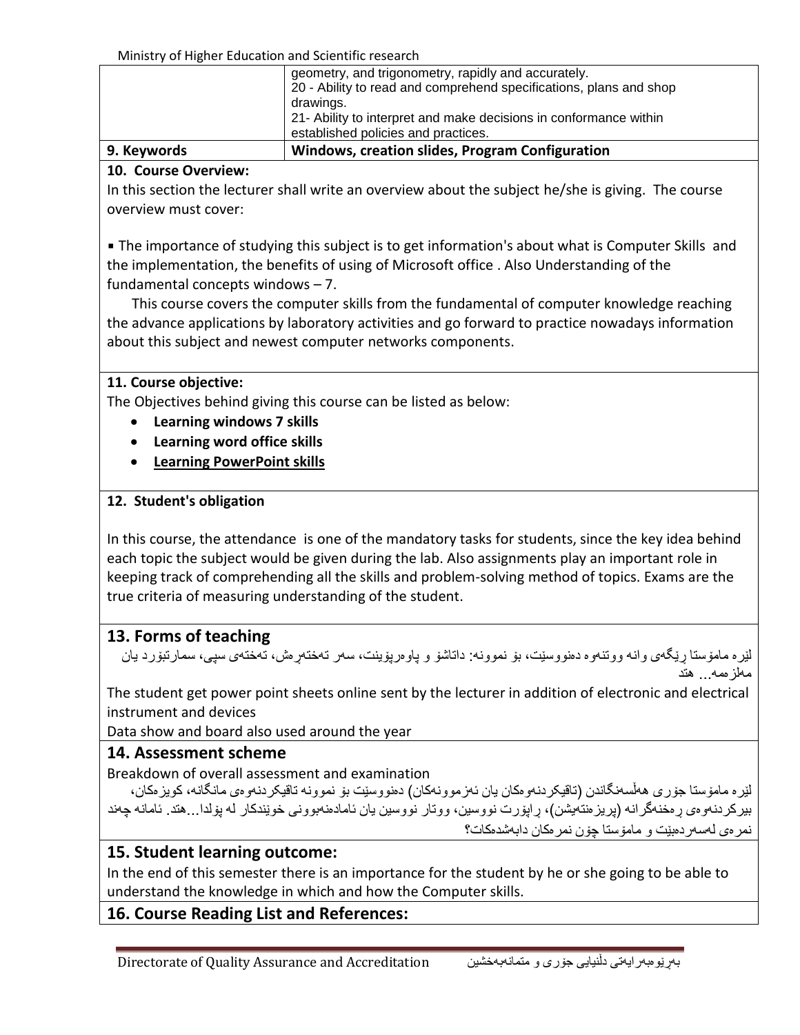| | |
|---|---|
| | geometry, and trigonometry, rapidly and accurately.<br>20 - Ability to read and comprehend specifications, plans and shop drawings.<br>21- Ability to interpret and make decisions in conformance within established policies and practices. |
| **9. Keywords** | **Windows, creation slides, Program Configuration** |

**10. Course Overview:**

In this section the lecturer shall write an overview about the subject he/she is giving. The course overview must cover:

▪ The importance of studying this subject is to get information's about what is Computer Skills and the implementation, the benefits of using of Microsoft office . Also Understanding of the fundamental concepts windows – 7.

This course covers the computer skills from the fundamental of computer knowledge reaching the advance applications by laboratory activities and go forward to practice nowadays information about this subject and newest computer networks components.

**11. Course objective:**

The Objectives behind giving this course can be listed as below:

- **Learning windows 7 skills**
- **Learning word office skills**
- **Learning PowerPoint skills**

**12. Student's obligation**

In this course, the attendance is one of the mandatory tasks for students, since the key idea behind each topic the subject would be given during the lab. Also assignments play an important role in keeping track of comprehending all the skills and problem-solving method of topics. Exams are the true criteria of measuring understanding of the student.

## 13. Forms of teaching

لێره مامۆستا ڕێگەی وانه ووتنەوه دەنووسێت، بۆ نموونه: داتاشۆ و پاوەرپۆینت، سەر تەختەڕەش، تەختەی سپی، سمارتبۆرد یان مەلزمەه... هتد

The student get power point sheets online sent by the lecturer in addition of electronic and electrical instrument and devices

Data show and board also used around the year

## 14. Assessment scheme

Breakdown of overall assessment and examination

لێره مامۆستا جۆری هەڵسەنگاندن (تاقیکردنەوەکان یان ئەزموونەکان) دەنووسێت بۆ نموونه تاقیکردنەوەی مانگانه، کویزەکان، بیرکردنەوەی ڕەخنەگرانه (پریزەنتەیشن)، ڕاپۆرت نووسین، ووتار نووسین یان ئامادەنەبوونی خوێندکار له پۆلدا...هتد. ئامانه چەند نمرەی لەسەردەبێت و مامۆستا چۆن نمرەکان دابەشدەکات؟

## 15. Student learning outcome:

In the end of this semester there is an importance for the student by he or she going to be able to understand the knowledge in which and how the Computer skills.

## 16. Course Reading List and References: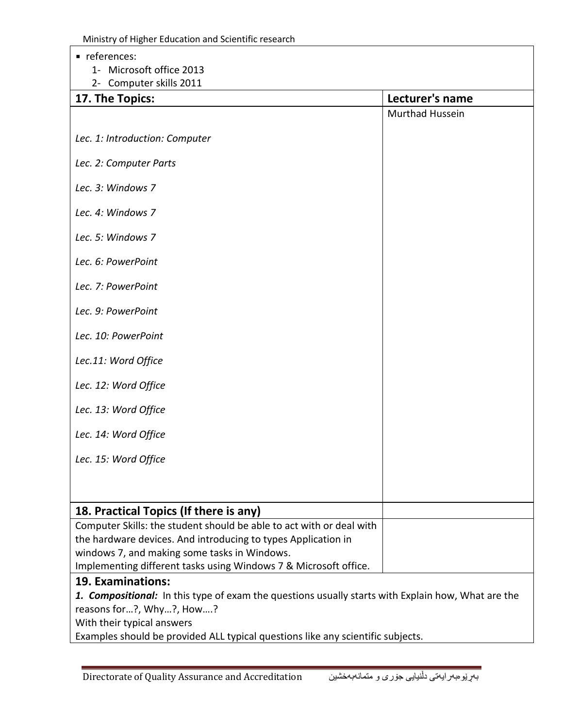- references:
  1- Microsoft office 2013
  2- Computer skills 2011

| 17. The Topics: | Lecturer's name |
|---|---|
| *Lec. 1: Introduction: Computer*<br>*Lec. 2: Computer Parts*<br>*Lec. 3: Windows 7*<br>*Lec. 4: Windows 7*<br>*Lec. 5: Windows 7*<br>*Lec. 6: PowerPoint*<br>*Lec. 7: PowerPoint*<br>*Lec. 9: PowerPoint*<br>*Lec. 10: PowerPoint*<br>*Lec.11: Word Office*<br>*Lec. 12: Word Office*<br>*Lec. 13: Word Office*<br>*Lec. 14: Word Office*<br>*Lec. 15: Word Office* | Murthad Hussein |
| **18. Practical Topics (If there is any)** | |
| Computer Skills: the student should be able to act with or deal with the hardware devices. And introducing to types Application in windows 7, and making some tasks in Windows.<br>Implementing different tasks using Windows 7 & Microsoft office. | |

## 19. Examinations:

***1. Compositional:*** In this type of exam the questions usually starts with Explain how, What are the reasons for…?, Why…?, How….?
With their typical answers
Examples should be provided ALL typical questions like any scientific subjects.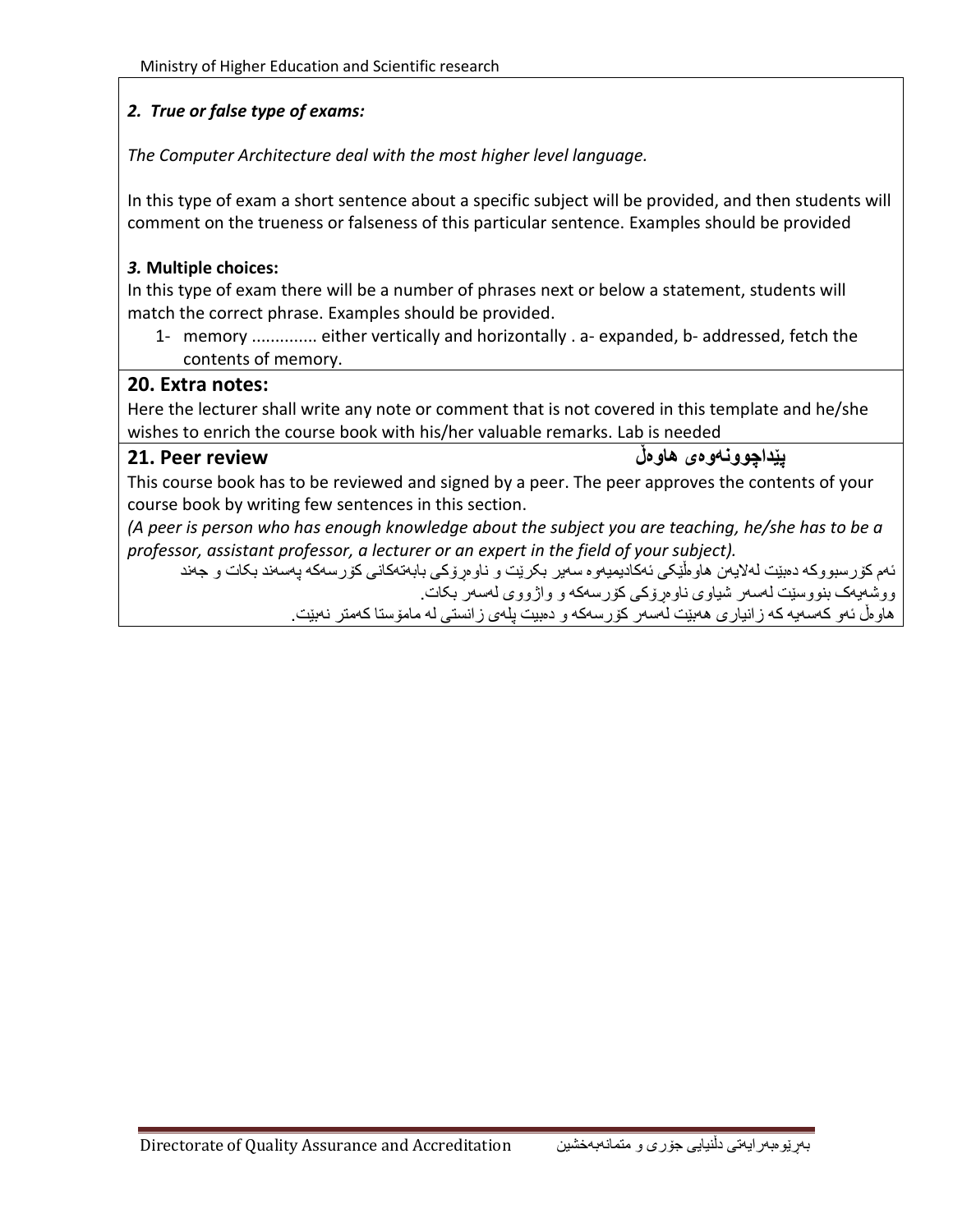***2. True or false type of exams:***

*The Computer Architecture deal with the most higher level language.*

In this type of exam a short sentence about a specific subject will be provided, and then students will comment on the trueness or falseness of this particular sentence. Examples should be provided

***3.* Multiple choices:**

In this type of exam there will be a number of phrases next or below a statement, students will match the correct phrase. Examples should be provided.

1- memory ............. either vertically and horizontally . a- expanded, b- addressed, fetch the contents of memory.

## 20. Extra notes:

Here the lecturer shall write any note or comment that is not covered in this template and he/she wishes to enrich the course book with his/her valuable remarks. Lab is needed

## 21. Peer review پێداچوونەوەی هاوەڵ

This course book has to be reviewed and signed by a peer. The peer approves the contents of your course book by writing few sentences in this section.

*(A peer is person who has enough knowledge about the subject you are teaching, he/she has to be a professor, assistant professor, a lecturer or an expert in the field of your subject).*

ئەم کۆرسبووکە دەبێت لەلایەن هاوەڵێکی ئەکادیمیەوە سەیر بکرێت و ناوەڕۆکی بابەتەکانی کۆرسەکە پەسەند بکات و جەند ووشەیەک بنووسێت لەسەر شیاوی ناوەڕۆکی کۆرسەکە و واژووی لەسەر بکات.

هاوەڵ ئەو کەسەیە کە زانیاری هەبێت لەسەر کۆرسەکە و دەبێت پلەی زانستی لە مامۆستا کەمتر نەبێت.